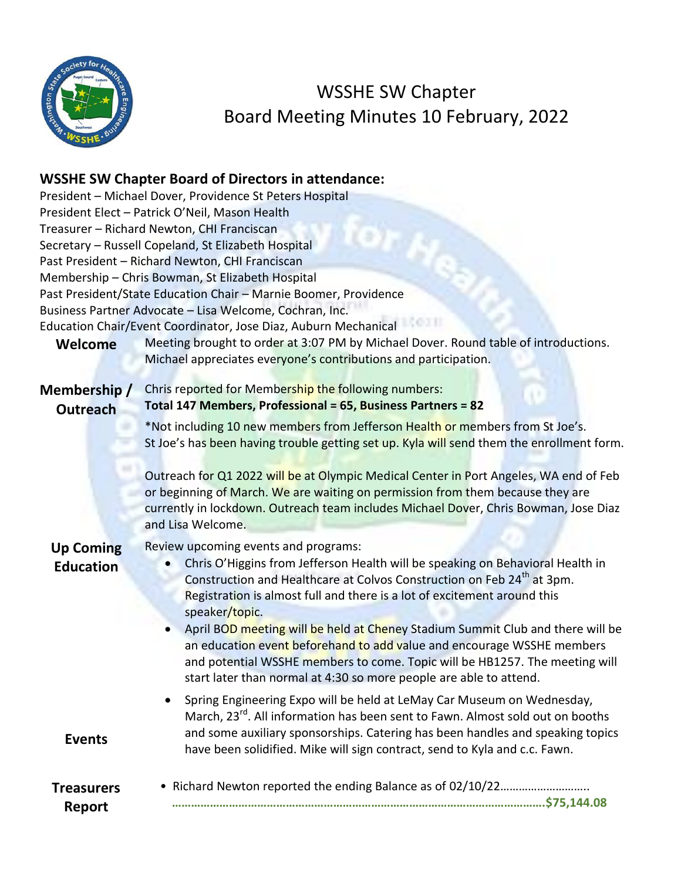# WSSHE SW Chapter
# Board Meeting Minutes 10 February, 2022

## WSSHE SW Chapter Board of Directors in attendance:

President – Michael Dover, Providence St Peters Hospital
President Elect – Patrick O'Neil, Mason Health
Treasurer – Richard Newton, CHI Franciscan
Secretary – Russell Copeland, St Elizabeth Hospital
Past President – Richard Newton, CHI Franciscan
Membership – Chris Bowman, St Elizabeth Hospital
Past President/State Education Chair – Marnie Boomer, Providence
Business Partner Advocate – Lisa Welcome, Cochran, Inc.
Education Chair/Event Coordinator, Jose Diaz, Auburn Mechanical

**Welcome**

Meeting brought to order at 3:07 PM by Michael Dover. Round table of introductions. Michael appreciates everyone's contributions and participation.

**Membership / Outreach**

Chris reported for Membership the following numbers:
**Total 147 Members, Professional = 65, Business Partners = 82**

*Not including 10 new members from Jefferson Health or members from St Joe's. St Joe's has been having trouble getting set up. Kyla will send them the enrollment form.

Outreach for Q1 2022 will be at Olympic Medical Center in Port Angeles, WA end of Feb or beginning of March. We are waiting on permission from them because they are currently in lockdown. Outreach team includes Michael Dover, Chris Bowman, Jose Diaz and Lisa Welcome.

**Up Coming Education**

Review upcoming events and programs:

- Chris O'Higgins from Jefferson Health will be speaking on Behavioral Health in Construction and Healthcare at Colvos Construction on Feb 24th at 3pm. Registration is almost full and there is a lot of excitement around this speaker/topic.
- April BOD meeting will be held at Cheney Stadium Summit Club and there will be an education event beforehand to add value and encourage WSSHE members and potential WSSHE members to come. Topic will be HB1257. The meeting will start later than normal at 4:30 so more people are able to attend.

**Events**

- Spring Engineering Expo will be held at LeMay Car Museum on Wednesday, March, 23rd. All information has been sent to Fawn. Almost sold out on booths and some auxiliary sponsorships. Catering has been handles and speaking topics have been solidified. Mike will sign contract, send to Kyla and c.c. Fawn.

**Treasurers Report**

- Richard Newton reported the ending Balance as of 02/10/22…………………………………………………………………………………………………….$75,144.08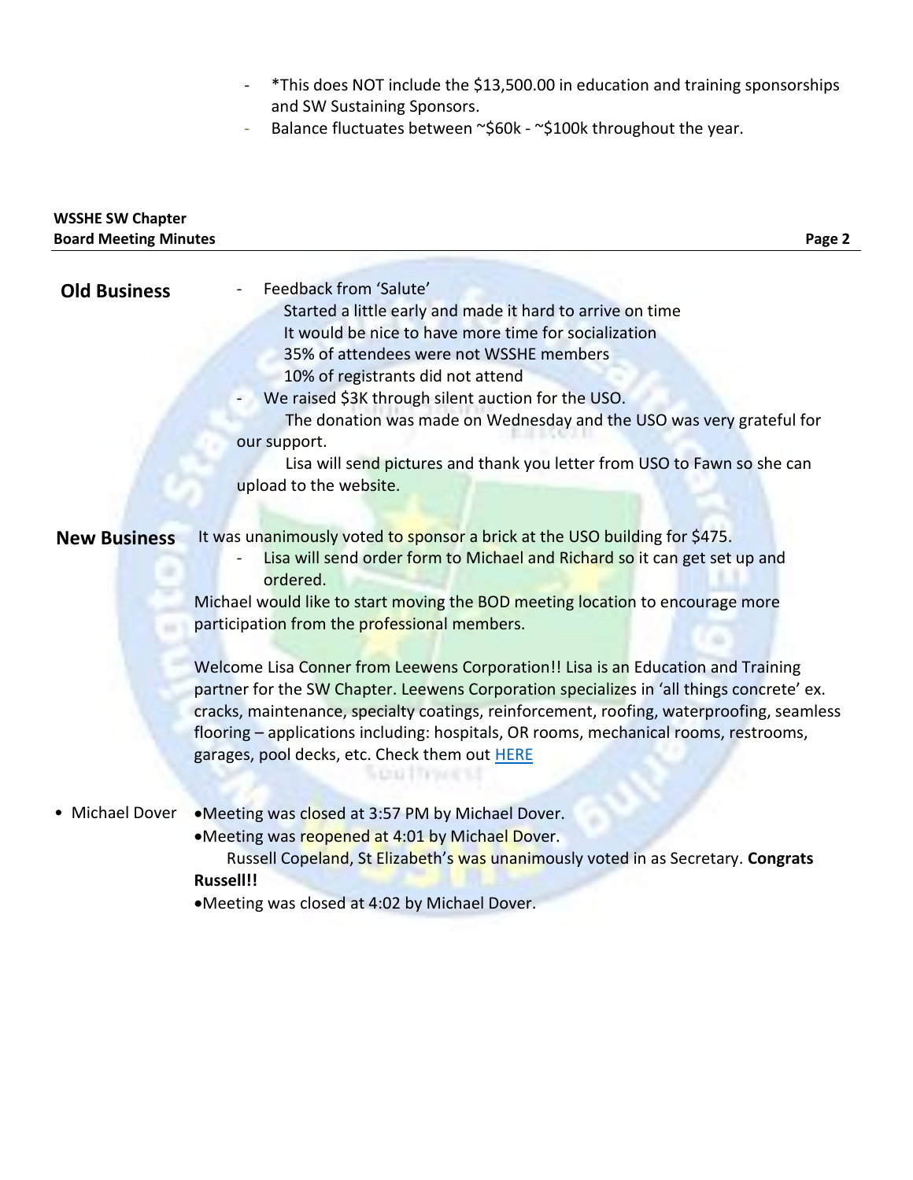- *This does NOT include the $13,500.00 in education and training sponsorships and SW Sustaining Sponsors.
- Balance fluctuates between ~$60k - ~$100k throughout the year.

**Old Business**

- Feedback from 'Salute'
  - Started a little early and made it hard to arrive on time
  - It would be nice to have more time for socialization
  - 35% of attendees were not WSSHE members
  - 10% of registrants did not attend
- We raised $3K through silent auction for the USO.
  - The donation was made on Wednesday and the USO was very grateful for our support.
  - Lisa will send pictures and thank you letter from USO to Fawn so she can upload to the website.

**New Business**

It was unanimously voted to sponsor a brick at the USO building for $475.

- Lisa will send order form to Michael and Richard so it can get set up and ordered.

Michael would like to start moving the BOD meeting location to encourage more participation from the professional members.

Welcome Lisa Conner from Leewens Corporation!! Lisa is an Education and Training partner for the SW Chapter. Leewens Corporation specializes in 'all things concrete' ex. cracks, maintenance, specialty coatings, reinforcement, roofing, waterproofing, seamless flooring – applications including: hospitals, OR rooms, mechanical rooms, restrooms, garages, pool decks, etc. Check them out HERE

- Michael Dover
  - Meeting was closed at 3:57 PM by Michael Dover.
  - Meeting was reopened at 4:01 by Michael Dover.
    - Russell Copeland, St Elizabeth's was unanimously voted in as Secretary. **Congrats Russell!!**
  - Meeting was closed at 4:02 by Michael Dover.